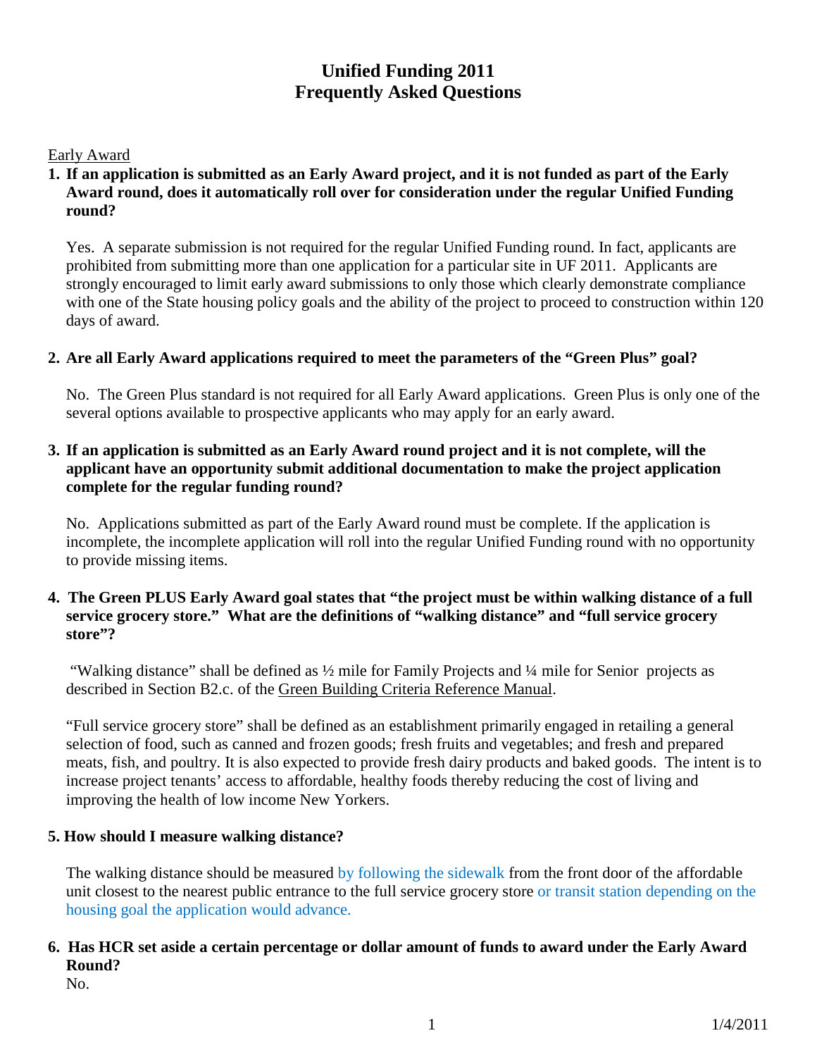# Unified Funding 2011
# Frequently Asked Questions

Early Award

1. **If an application is submitted as an Early Award project, and it is not funded as part of the Early Award round, does it automatically roll over for consideration under the regular Unified Funding round?**

   Yes. A separate submission is not required for the regular Unified Funding round. In fact, applicants are prohibited from submitting more than one application for a particular site in UF 2011. Applicants are strongly encouraged to limit early award submissions to only those which clearly demonstrate compliance with one of the State housing policy goals and the ability of the project to proceed to construction within 120 days of award.

2. **Are all Early Award applications required to meet the parameters of the "Green Plus" goal?**

   No. The Green Plus standard is not required for all Early Award applications. Green Plus is only one of the several options available to prospective applicants who may apply for an early award.

3. **If an application is submitted as an Early Award round project and it is not complete, will the applicant have an opportunity submit additional documentation to make the project application complete for the regular funding round?**

   No. Applications submitted as part of the Early Award round must be complete. If the application is incomplete, the incomplete application will roll into the regular Unified Funding round with no opportunity to provide missing items.

4. **The Green PLUS Early Award goal states that "the project must be within walking distance of a full service grocery store." What are the definitions of "walking distance" and "full service grocery store"?**

   "Walking distance" shall be defined as ½ mile for Family Projects and ¼ mile for Senior projects as described in Section B2.c. of the Green Building Criteria Reference Manual.

   "Full service grocery store" shall be defined as an establishment primarily engaged in retailing a general selection of food, such as canned and frozen goods; fresh fruits and vegetables; and fresh and prepared meats, fish, and poultry. It is also expected to provide fresh dairy products and baked goods. The intent is to increase project tenants' access to affordable, healthy foods thereby reducing the cost of living and improving the health of low income New Yorkers.

5. **How should I measure walking distance?**

   The walking distance should be measured by following the sidewalk from the front door of the affordable unit closest to the nearest public entrance to the full service grocery store or transit station depending on the housing goal the application would advance.

6. **Has HCR set aside a certain percentage or dollar amount of funds to award under the Early Award Round?**

   No.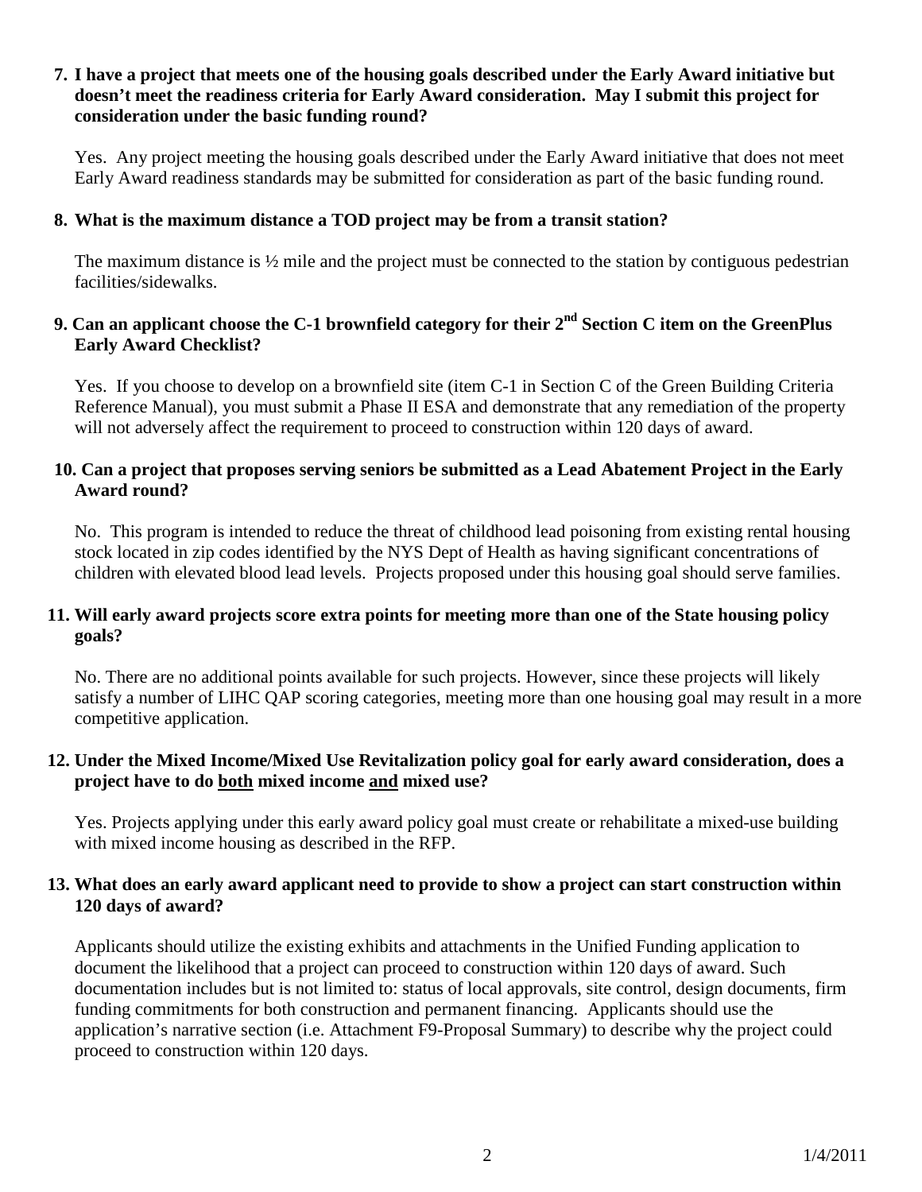**7. I have a project that meets one of the housing goals described under the Early Award initiative but doesn't meet the readiness criteria for Early Award consideration. May I submit this project for consideration under the basic funding round?**

Yes. Any project meeting the housing goals described under the Early Award initiative that does not meet Early Award readiness standards may be submitted for consideration as part of the basic funding round.

**8. What is the maximum distance a TOD project may be from a transit station?**

The maximum distance is ½ mile and the project must be connected to the station by contiguous pedestrian facilities/sidewalks.

**9. Can an applicant choose the C-1 brownfield category for their 2nd Section C item on the GreenPlus Early Award Checklist?**

Yes. If you choose to develop on a brownfield site (item C-1 in Section C of the Green Building Criteria Reference Manual), you must submit a Phase II ESA and demonstrate that any remediation of the property will not adversely affect the requirement to proceed to construction within 120 days of award.

**10. Can a project that proposes serving seniors be submitted as a Lead Abatement Project in the Early Award round?**

No. This program is intended to reduce the threat of childhood lead poisoning from existing rental housing stock located in zip codes identified by the NYS Dept of Health as having significant concentrations of children with elevated blood lead levels. Projects proposed under this housing goal should serve families.

**11. Will early award projects score extra points for meeting more than one of the State housing policy goals?**

No. There are no additional points available for such projects. However, since these projects will likely satisfy a number of LIHC QAP scoring categories, meeting more than one housing goal may result in a more competitive application.

**12. Under the Mixed Income/Mixed Use Revitalization policy goal for early award consideration, does a project have to do both mixed income and mixed use?**

Yes. Projects applying under this early award policy goal must create or rehabilitate a mixed-use building with mixed income housing as described in the RFP.

**13. What does an early award applicant need to provide to show a project can start construction within 120 days of award?**

Applicants should utilize the existing exhibits and attachments in the Unified Funding application to document the likelihood that a project can proceed to construction within 120 days of award. Such documentation includes but is not limited to: status of local approvals, site control, design documents, firm funding commitments for both construction and permanent financing. Applicants should use the application's narrative section (i.e. Attachment F9-Proposal Summary) to describe why the project could proceed to construction within 120 days.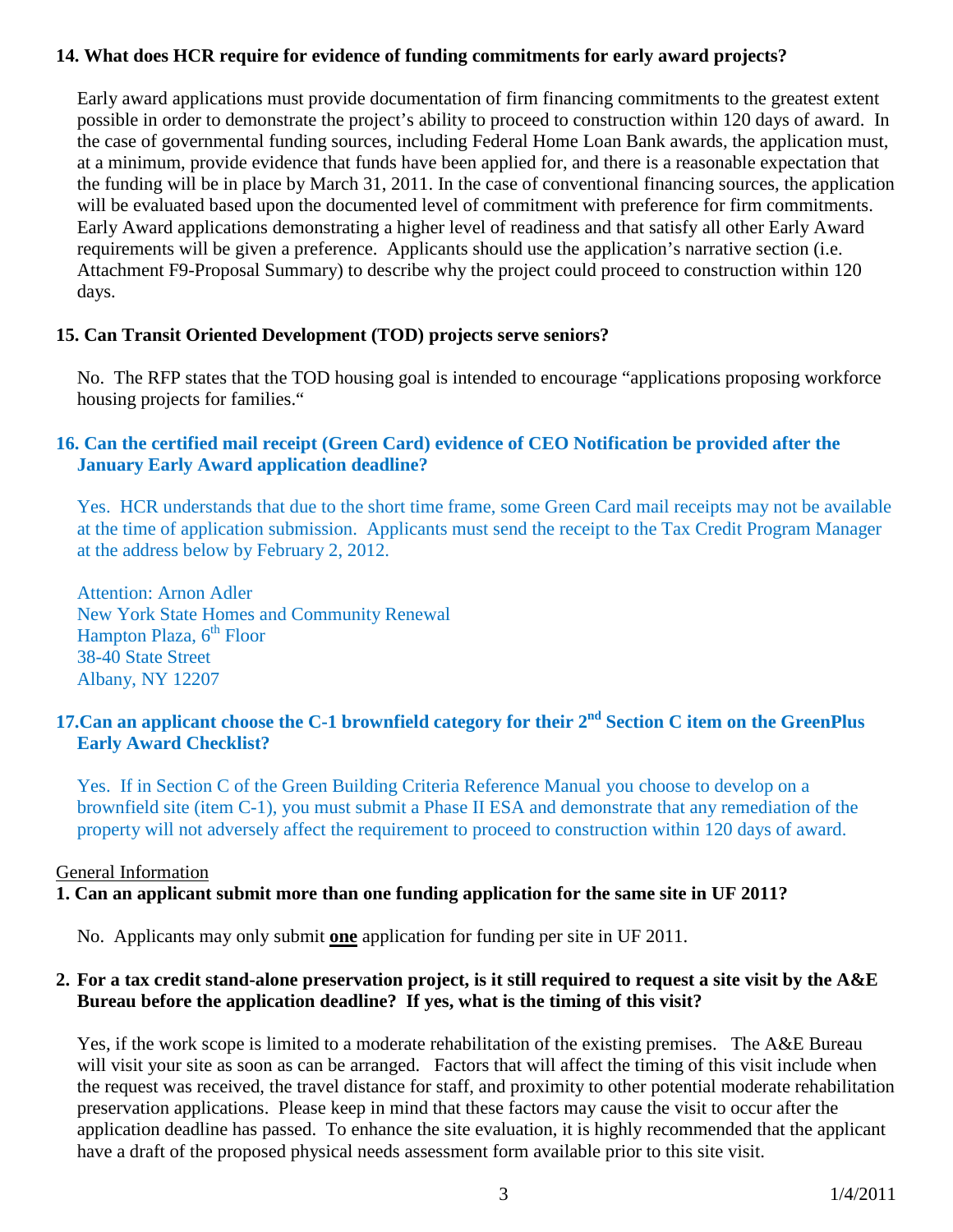**14. What does HCR require for evidence of funding commitments for early award projects?**

Early award applications must provide documentation of firm financing commitments to the greatest extent possible in order to demonstrate the project's ability to proceed to construction within 120 days of award. In the case of governmental funding sources, including Federal Home Loan Bank awards, the application must, at a minimum, provide evidence that funds have been applied for, and there is a reasonable expectation that the funding will be in place by March 31, 2011. In the case of conventional financing sources, the application will be evaluated based upon the documented level of commitment with preference for firm commitments. Early Award applications demonstrating a higher level of readiness and that satisfy all other Early Award requirements will be given a preference. Applicants should use the application's narrative section (i.e. Attachment F9-Proposal Summary) to describe why the project could proceed to construction within 120 days.

**15. Can Transit Oriented Development (TOD) projects serve seniors?**

No. The RFP states that the TOD housing goal is intended to encourage "applications proposing workforce housing projects for families."

**16. Can the certified mail receipt (Green Card) evidence of CEO Notification be provided after the January Early Award application deadline?**

Yes. HCR understands that due to the short time frame, some Green Card mail receipts may not be available at the time of application submission. Applicants must send the receipt to the Tax Credit Program Manager at the address below by February 2, 2012.

Attention: Arnon Adler
New York State Homes and Community Renewal
Hampton Plaza, 6th Floor
38-40 State Street
Albany, NY 12207

**17. Can an applicant choose the C-1 brownfield category for their 2nd Section C item on the GreenPlus Early Award Checklist?**

Yes. If in Section C of the Green Building Criteria Reference Manual you choose to develop on a brownfield site (item C-1), you must submit a Phase II ESA and demonstrate that any remediation of the property will not adversely affect the requirement to proceed to construction within 120 days of award.

## General Information

**1. Can an applicant submit more than one funding application for the same site in UF 2011?**

No. Applicants may only submit **one** application for funding per site in UF 2011.

**2. For a tax credit stand-alone preservation project, is it still required to request a site visit by the A&E Bureau before the application deadline? If yes, what is the timing of this visit?**

Yes, if the work scope is limited to a moderate rehabilitation of the existing premises. The A&E Bureau will visit your site as soon as can be arranged. Factors that will affect the timing of this visit include when the request was received, the travel distance for staff, and proximity to other potential moderate rehabilitation preservation applications. Please keep in mind that these factors may cause the visit to occur after the application deadline has passed. To enhance the site evaluation, it is highly recommended that the applicant have a draft of the proposed physical needs assessment form available prior to this site visit.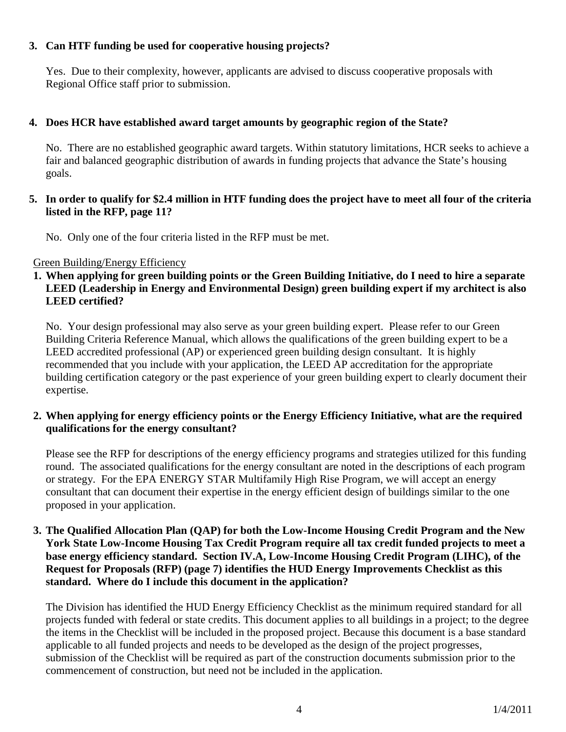**3. Can HTF funding be used for cooperative housing projects?**

Yes. Due to their complexity, however, applicants are advised to discuss cooperative proposals with Regional Office staff prior to submission.

**4. Does HCR have established award target amounts by geographic region of the State?**

No. There are no established geographic award targets. Within statutory limitations, HCR seeks to achieve a fair and balanced geographic distribution of awards in funding projects that advance the State's housing goals.

**5. In order to qualify for $2.4 million in HTF funding does the project have to meet all four of the criteria listed in the RFP, page 11?**

No. Only one of the four criteria listed in the RFP must be met.

Green Building/Energy Efficiency

**1. When applying for green building points or the Green Building Initiative, do I need to hire a separate LEED (Leadership in Energy and Environmental Design) green building expert if my architect is also LEED certified?**

No. Your design professional may also serve as your green building expert. Please refer to our Green Building Criteria Reference Manual, which allows the qualifications of the green building expert to be a LEED accredited professional (AP) or experienced green building design consultant. It is highly recommended that you include with your application, the LEED AP accreditation for the appropriate building certification category or the past experience of your green building expert to clearly document their expertise.

**2. When applying for energy efficiency points or the Energy Efficiency Initiative, what are the required qualifications for the energy consultant?**

Please see the RFP for descriptions of the energy efficiency programs and strategies utilized for this funding round. The associated qualifications for the energy consultant are noted in the descriptions of each program or strategy. For the EPA ENERGY STAR Multifamily High Rise Program, we will accept an energy consultant that can document their expertise in the energy efficient design of buildings similar to the one proposed in your application.

**3. The Qualified Allocation Plan (QAP) for both the Low-Income Housing Credit Program and the New York State Low-Income Housing Tax Credit Program require all tax credit funded projects to meet a base energy efficiency standard. Section IV.A, Low-Income Housing Credit Program (LIHC), of the Request for Proposals (RFP) (page 7) identifies the HUD Energy Improvements Checklist as this standard. Where do I include this document in the application?**

The Division has identified the HUD Energy Efficiency Checklist as the minimum required standard for all projects funded with federal or state credits. This document applies to all buildings in a project; to the degree the items in the Checklist will be included in the proposed project. Because this document is a base standard applicable to all funded projects and needs to be developed as the design of the project progresses, submission of the Checklist will be required as part of the construction documents submission prior to the commencement of construction, but need not be included in the application.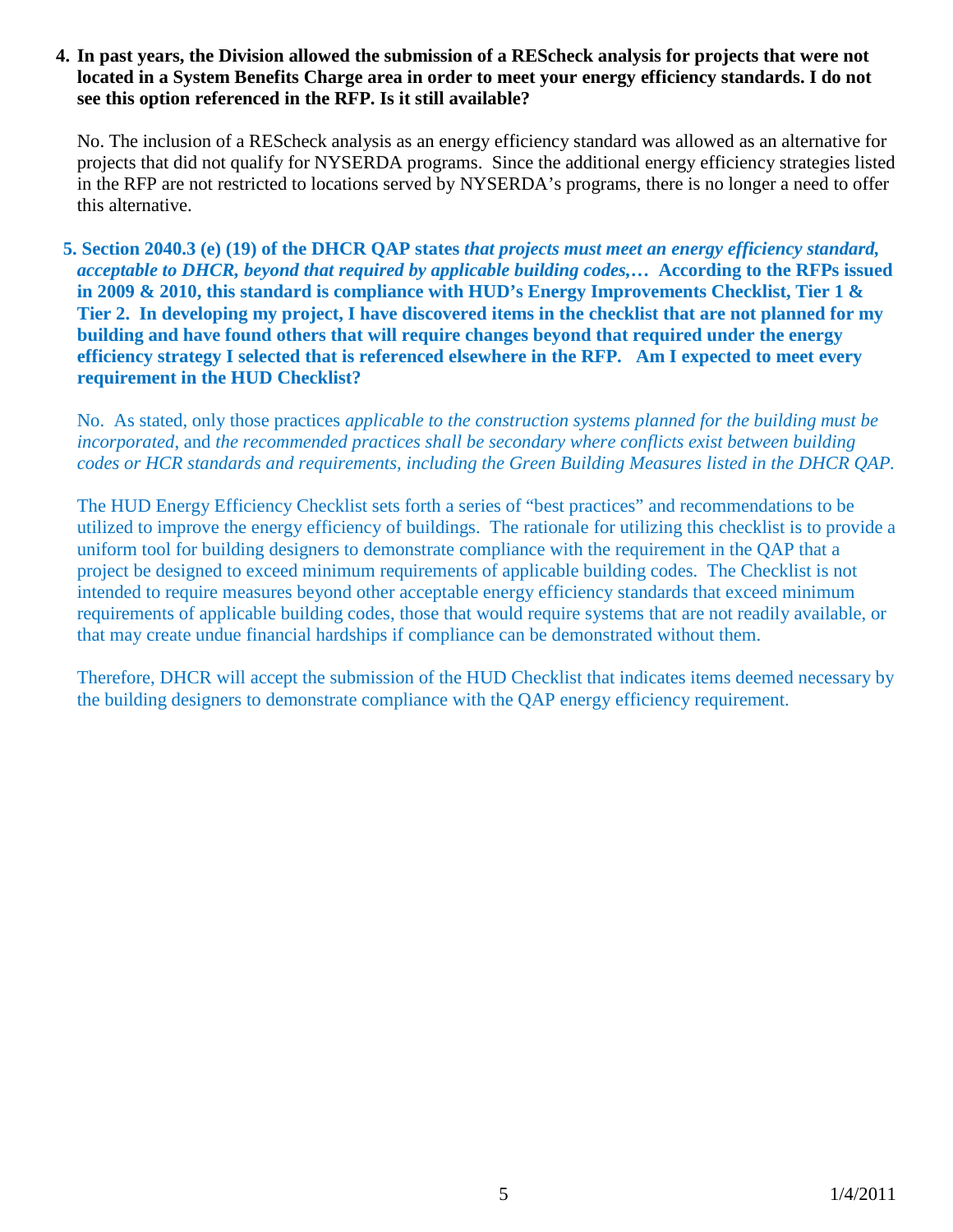**4. In past years, the Division allowed the submission of a REScheck analysis for projects that were not located in a System Benefits Charge area in order to meet your energy efficiency standards. I do not see this option referenced in the RFP. Is it still available?**

No. The inclusion of a REScheck analysis as an energy efficiency standard was allowed as an alternative for projects that did not qualify for NYSERDA programs. Since the additional energy efficiency strategies listed in the RFP are not restricted to locations served by NYSERDA's programs, there is no longer a need to offer this alternative.

**5. Section 2040.3 (e) (19) of the DHCR QAP states *that projects must meet an energy efficiency standard, acceptable to DHCR, beyond that required by applicable building codes,…* According to the RFPs issued in 2009 & 2010, this standard is compliance with HUD's Energy Improvements Checklist, Tier 1 & Tier 2. In developing my project, I have discovered items in the checklist that are not planned for my building and have found others that will require changes beyond that required under the energy efficiency strategy I selected that is referenced elsewhere in the RFP. Am I expected to meet every requirement in the HUD Checklist?**

No. As stated, only those practices *applicable to the construction systems planned for the building must be incorporated*, and *the recommended practices shall be secondary where conflicts exist between building codes or HCR standards and requirements, including the Green Building Measures listed in the DHCR QAP*.

The HUD Energy Efficiency Checklist sets forth a series of "best practices" and recommendations to be utilized to improve the energy efficiency of buildings. The rationale for utilizing this checklist is to provide a uniform tool for building designers to demonstrate compliance with the requirement in the QAP that a project be designed to exceed minimum requirements of applicable building codes. The Checklist is not intended to require measures beyond other acceptable energy efficiency standards that exceed minimum requirements of applicable building codes, those that would require systems that are not readily available, or that may create undue financial hardships if compliance can be demonstrated without them.

Therefore, DHCR will accept the submission of the HUD Checklist that indicates items deemed necessary by the building designers to demonstrate compliance with the QAP energy efficiency requirement.